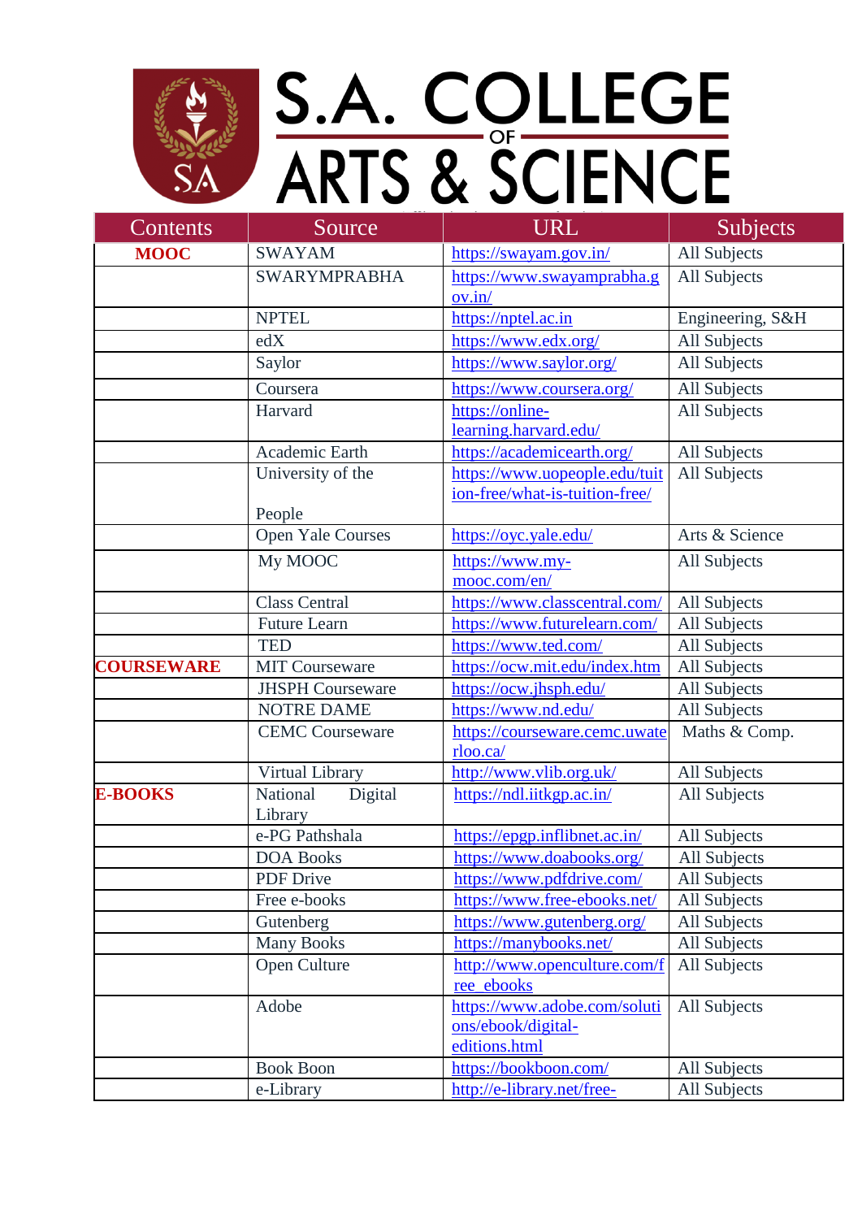# S.A. COLLEGE OF ARTS & SCIENCE

| Contents | Source | URL | Subjects |
|---|---|---|---|
| **MOOC** | SWAYAM | https://swayam.gov.in/ | All Subjects |
| | SWARYMPRABHA | https://www.swayamprabha.gov.in/ | All Subjects |
| | NPTEL | https://nptel.ac.in | Engineering, S&H |
| | edX | https://www.edx.org/ | All Subjects |
| | Saylor | https://www.saylor.org/ | All Subjects |
| | Coursera | https://www.coursera.org/ | All Subjects |
| | Harvard | https://online-learning.harvard.edu/ | All Subjects |
| | Academic Earth | https://academicearth.org/ | All Subjects |
| | University of the People | https://www.uopeople.edu/tuition-free/what-is-tuition-free/ | All Subjects |
| | Open Yale Courses | https://oyc.yale.edu/ | Arts & Science |
| | My MOOC | https://www.my-mooc.com/en/ | All Subjects |
| | Class Central | https://www.classcentral.com/ | All Subjects |
| | Future Learn | https://www.futurelearn.com/ | All Subjects |
| | TED | https://www.ted.com/ | All Subjects |
| **COURSEWARE** | MIT Courseware | https://ocw.mit.edu/index.htm | All Subjects |
| | JHSPH Courseware | https://ocw.jhsph.edu/ | All Subjects |
| | NOTRE DAME | https://www.nd.edu/ | All Subjects |
| | CEMC Courseware | https://courseware.cemc.uwaterloo.ca/ | Maths & Comp. |
| | Virtual Library | http://www.vlib.org.uk/ | All Subjects |
| **E-BOOKS** | National Digital Library | https://ndl.iitkgp.ac.in/ | All Subjects |
| | e-PG Pathshala | https://epgp.inflibnet.ac.in/ | All Subjects |
| | DOA Books | https://www.doabooks.org/ | All Subjects |
| | PDF Drive | https://www.pdfdrive.com/ | All Subjects |
| | Free e-books | https://www.free-ebooks.net/ | All Subjects |
| | Gutenberg | https://www.gutenberg.org/ | All Subjects |
| | Many Books | https://manybooks.net/ | All Subjects |
| | Open Culture | http://www.openculture.com/free_ebooks | All Subjects |
| | Adobe | https://www.adobe.com/solutions/ebook/digital-editions.html | All Subjects |
| | Book Boon | https://bookboon.com/ | All Subjects |
| | e-Library | http://e-library.net/free- | All Subjects |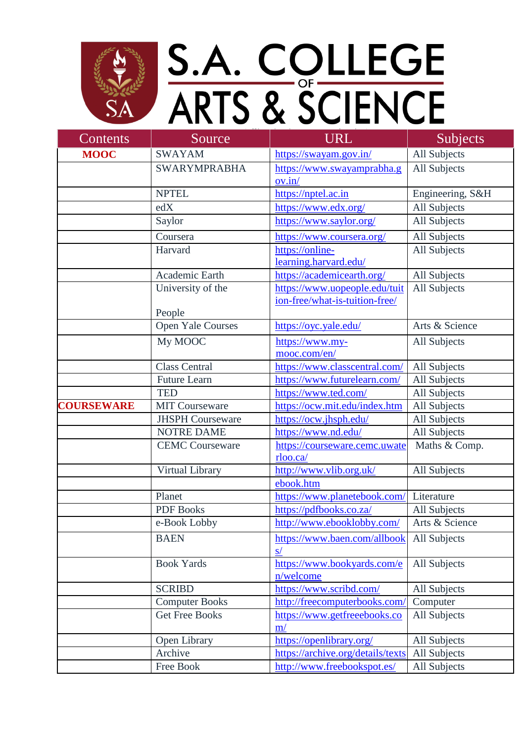# S.A. COLLEGE OF ARTS & SCIENCE

| Contents | Source | URL | Subjects |
|---|---|---|---|
| **MOOC** | SWAYAM | https://swayam.gov.in/ | All Subjects |
| | SWARYMPRABHA | https://www.swayamprabha.gov.in/ | All Subjects |
| | NPTEL | https://nptel.ac.in | Engineering, S&H |
| | edX | https://www.edx.org/ | All Subjects |
| | Saylor | https://www.saylor.org/ | All Subjects |
| | Coursera | https://www.coursera.org/ | All Subjects |
| | Harvard | https://online-learning.harvard.edu/ | All Subjects |
| | Academic Earth | https://academicearth.org/ | All Subjects |
| | University of the People | https://www.uopeople.edu/tuition-free/what-is-tuition-free/ | All Subjects |
| | Open Yale Courses | https://oyc.yale.edu/ | Arts & Science |
| | My MOOC | https://www.my-mooc.com/en/ | All Subjects |
| | Class Central | https://www.classcentral.com/ | All Subjects |
| | Future Learn | https://www.futurelearn.com/ | All Subjects |
| | TED | https://www.ted.com/ | All Subjects |
| **COURSEWARE** | MIT Courseware | https://ocw.mit.edu/index.htm | All Subjects |
| | JHSPH Courseware | https://ocw.jhsph.edu/ | All Subjects |
| | NOTRE DAME | https://www.nd.edu/ | All Subjects |
| | CEMC Courseware | https://courseware.cemc.uwaterloo.ca/ | Maths & Comp. |
| | Virtual Library | http://www.vlib.org.uk/ | All Subjects |
| | | ebook.htm | |
| | Planet | https://www.planetebook.com/ | Literature |
| | PDF Books | https://pdfbooks.co.za/ | All Subjects |
| | e-Book Lobby | http://www.ebooklobby.com/ | Arts & Science |
| | BAEN | https://www.baen.com/allbooks/ | All Subjects |
| | Book Yards | https://www.bookyards.com/en/welcome | All Subjects |
| | SCRIBD | https://www.scribd.com/ | All Subjects |
| | Computer Books | http://freecomputerbooks.com/ | Computer |
| | Get Free Books | https://www.getfreeebooks.com/ | All Subjects |
| | Open Library | https://openlibrary.org/ | All Subjects |
| | Archive | https://archive.org/details/texts | All Subjects |
| | Free Book | http://www.freebookspot.es/ | All Subjects |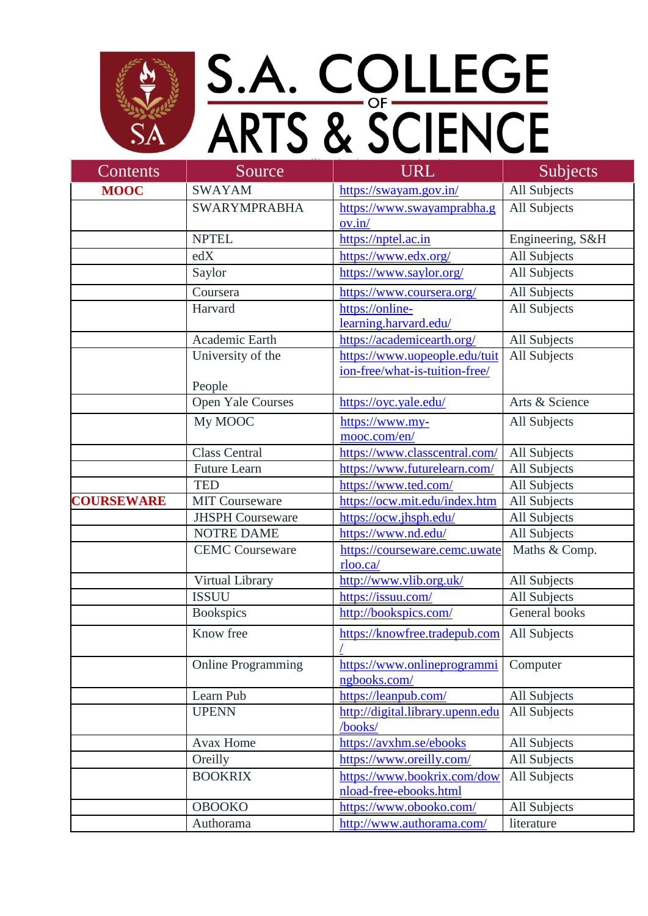# S.A. COLLEGE OF ARTS & SCIENCE

| Contents | Source | URL | Subjects |
|---|---|---|---|
| **MOOC** | SWAYAM | https://swayam.gov.in/ | All Subjects |
| | SWARYMPRABHA | https://www.swayamprabha.gov.in/ | All Subjects |
| | NPTEL | https://nptel.ac.in | Engineering, S&H |
| | edX | https://www.edx.org/ | All Subjects |
| | Saylor | https://www.saylor.org/ | All Subjects |
| | Coursera | https://www.coursera.org/ | All Subjects |
| | Harvard | https://online-learning.harvard.edu/ | All Subjects |
| | Academic Earth | https://academicearth.org/ | All Subjects |
| | University of the People | https://www.uopeople.edu/tuition-free/what-is-tuition-free/ | All Subjects |
| | Open Yale Courses | https://oyc.yale.edu/ | Arts & Science |
| | My MOOC | https://www.my-mooc.com/en/ | All Subjects |
| | Class Central | https://www.classcentral.com/ | All Subjects |
| | Future Learn | https://www.futurelearn.com/ | All Subjects |
| | TED | https://www.ted.com/ | All Subjects |
| **COURSEWARE** | MIT Courseware | https://ocw.mit.edu/index.htm | All Subjects |
| | JHSPH Courseware | https://ocw.jhsph.edu/ | All Subjects |
| | NOTRE DAME | https://www.nd.edu/ | All Subjects |
| | CEMC Courseware | https://courseware.cemc.uwaterloo.ca/ | Maths & Comp. |
| | Virtual Library | http://www.vlib.org.uk/ | All Subjects |
| | ISSUU | https://issuu.com/ | All Subjects |
| | Bookspics | http://bookspics.com/ | General books |
| | Know free | https://knowfree.tradepub.com/ | All Subjects |
| | Online Programming | https://www.onlineprogrammingbooks.com/ | Computer |
| | Learn Pub | https://leanpub.com/ | All Subjects |
| | UPENN | http://digital.library.upenn.edu/books/ | All Subjects |
| | Avax Home | https://avxhm.se/ebooks | All Subjects |
| | Oreilly | https://www.oreilly.com/ | All Subjects |
| | BOOKRIX | https://www.bookrix.com/download-free-ebooks.html | All Subjects |
| | OBOOKO | https://www.obooko.com/ | All Subjects |
| | Authorama | http://www.authorama.com/ | literature |